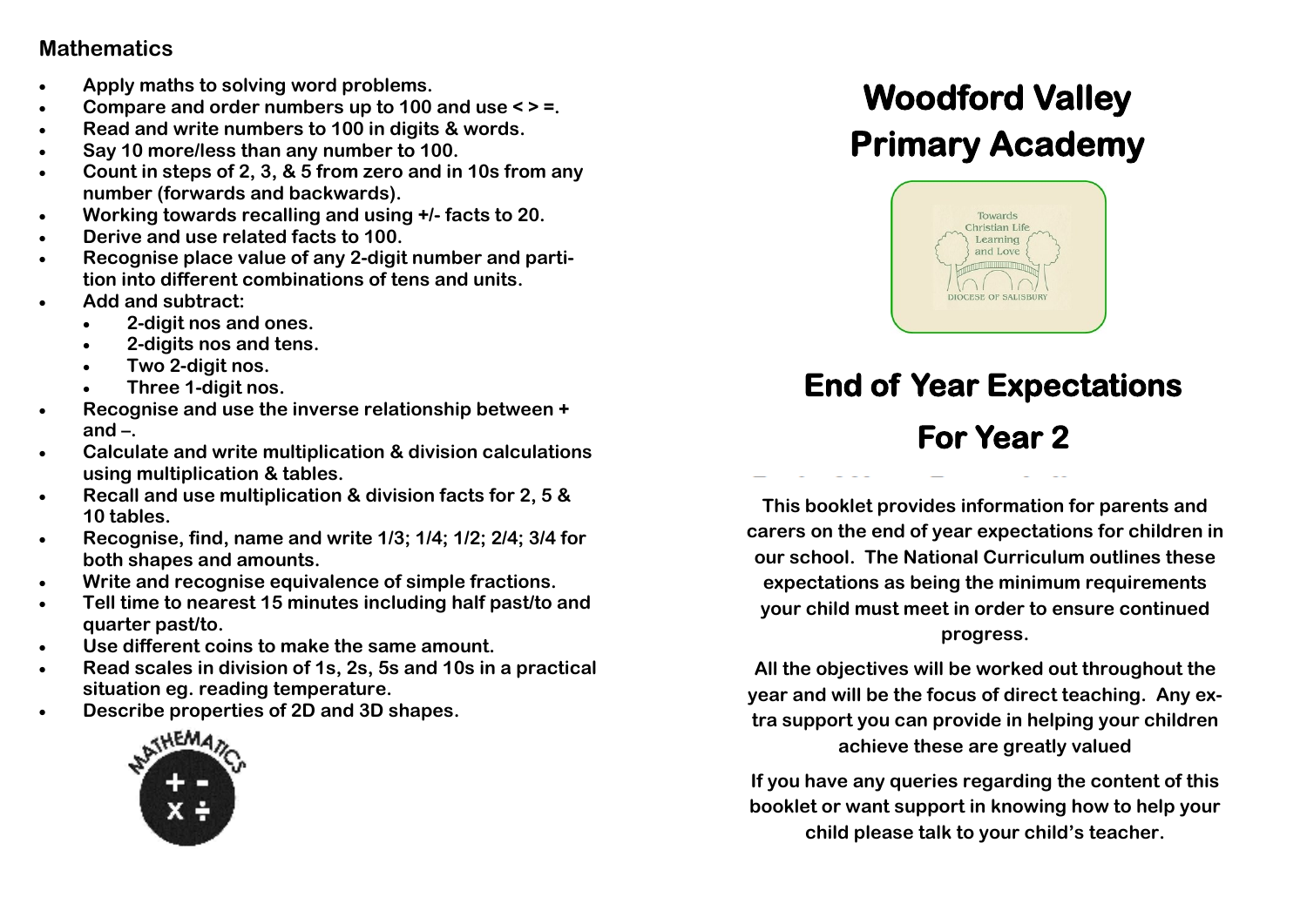## Mathematics

- Apply maths to solving word problems.
- Compare and order numbers up to 100 and use < > =.
- Read and write numbers to 100 in digits & words.
- Say 10 more/less than any number to 100.
- Count in steps of 2, 3, & 5 from zero and in 10s from any number (forwards and backwards).
- Working towards recalling and using +/- facts to 20.
- Derive and use related facts to 100.
- Recognise place value of any 2-digit number and partition into different combinations of tens and units.
- Add and subtract:
  - 2-digit nos and ones.
  - 2-digits nos and tens.
  - Two 2-digit nos.
  - Three 1-digit nos.
- Recognise and use the inverse relationship between + and –.
- Calculate and write multiplication & division calculations using multiplication & tables.
- Recall and use multiplication & division facts for 2, 5 & 10 tables.
- Recognise, find, name and write 1/3; 1/4; 1/2; 2/4; 3/4 for both shapes and amounts.
- Write and recognise equivalence of simple fractions.
- Tell time to nearest 15 minutes including half past/to and quarter past/to.
- Use different coins to make the same amount.
- Read scales in division of 1s, 2s, 5s and 10s in a practical situation eg. reading temperature.
- Describe properties of 2D and 3D shapes.

# Woodford Valley Primary Academy

Towards Christian Life Learning and Love

DIOCESE OF SALISBURY

# End of Year Expectations

# For Year 2

This booklet provides information for parents and carers on the end of year expectations for children in our school. The National Curriculum outlines these expectations as being the minimum requirements your child must meet in order to ensure continued progress.

All the objectives will be worked out throughout the year and will be the focus of direct teaching. Any extra support you can provide in helping your children achieve these are greatly valued

If you have any queries regarding the content of this booklet or want support in knowing how to help your child please talk to your child's teacher.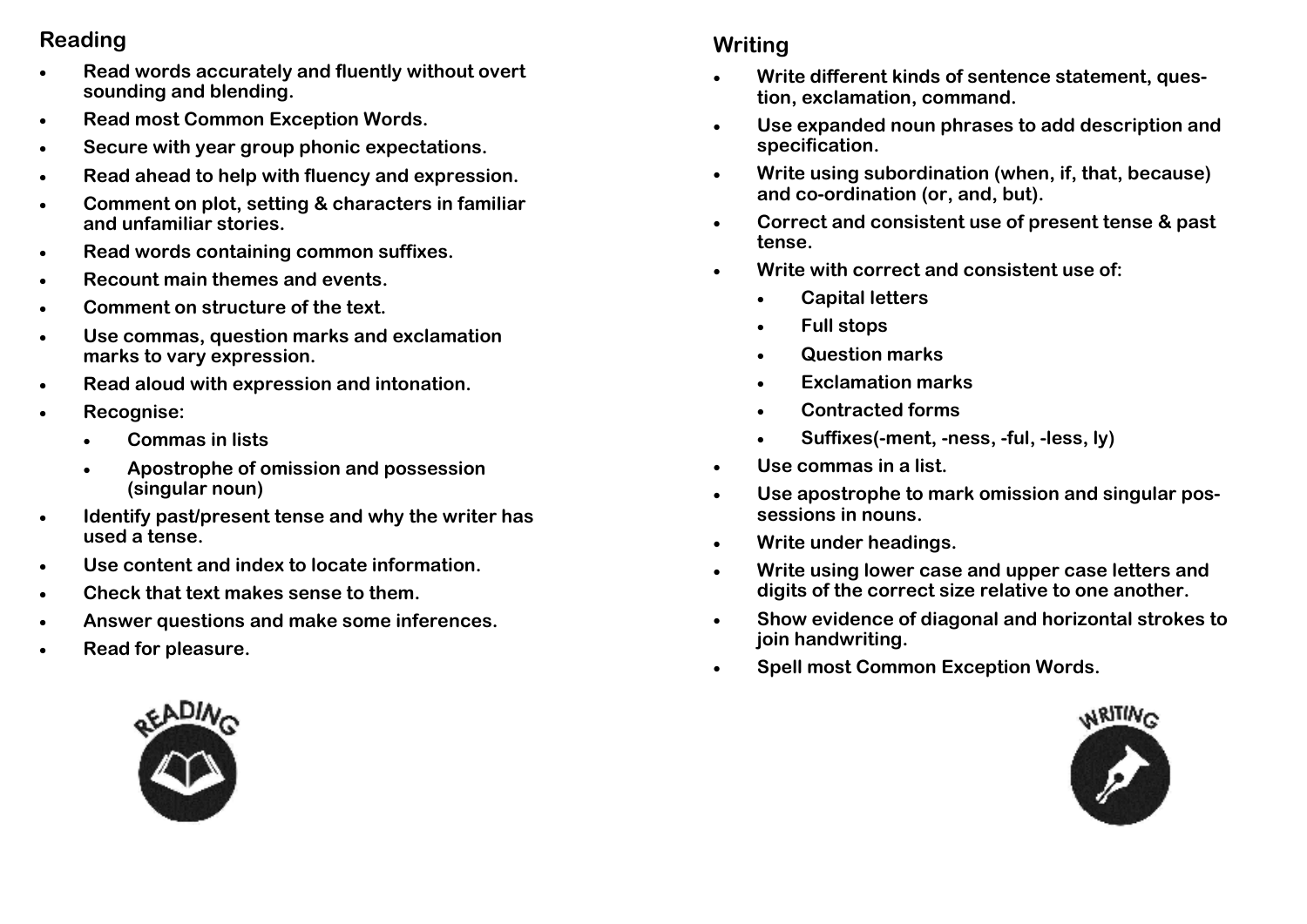## Reading

- Read words accurately and fluently without overt sounding and blending.
- Read most Common Exception Words.
- Secure with year group phonic expectations.
- Read ahead to help with fluency and expression.
- Comment on plot, setting & characters in familiar and unfamiliar stories.
- Read words containing common suffixes.
- Recount main themes and events.
- Comment on structure of the text.
- Use commas, question marks and exclamation marks to vary expression.
- Read aloud with expression and intonation.
- Recognise:
  - Commas in lists
  - Apostrophe of omission and possession (singular noun)
- Identify past/present tense and why the writer has used a tense.
- Use content and index to locate information.
- Check that text makes sense to them.
- Answer questions and make some inferences.
- Read for pleasure.

## Writing

- Write different kinds of sentence statement, question, exclamation, command.
- Use expanded noun phrases to add description and specification.
- Write using subordination (when, if, that, because) and co-ordination (or, and, but).
- Correct and consistent use of present tense & past tense.
- Write with correct and consistent use of:
  - Capital letters
  - Full stops
  - Question marks
  - Exclamation marks
  - Contracted forms
  - Suffixes(-ment, -ness, -ful, -less, ly)
- Use commas in a list.
- Use apostrophe to mark omission and singular possessions in nouns.
- Write under headings.
- Write using lower case and upper case letters and digits of the correct size relative to one another.
- Show evidence of diagonal and horizontal strokes to join handwriting.
- Spell most Common Exception Words.